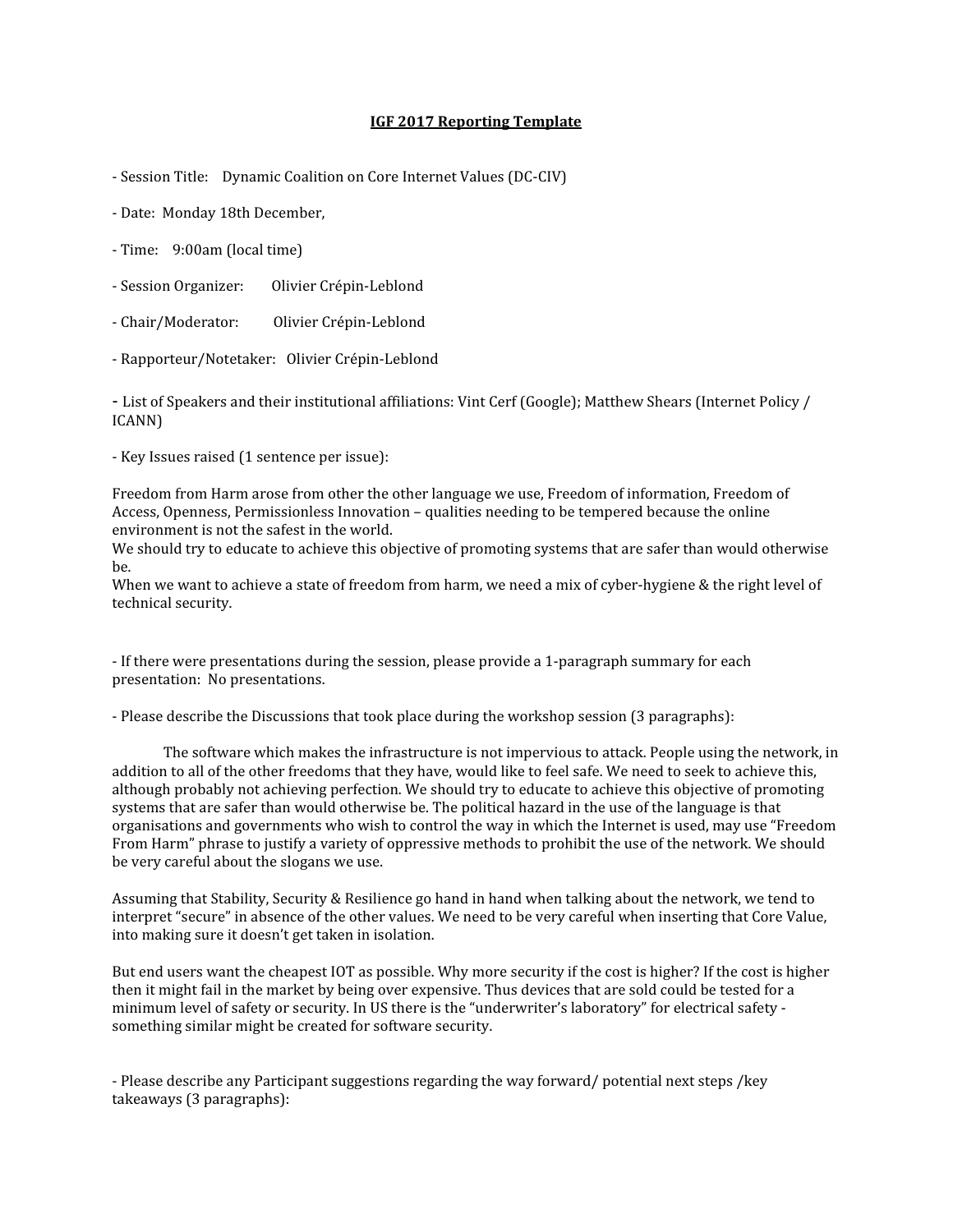# IGF 2017 Reporting Template

- Session Title: Dynamic Coalition on Core Internet Values (DC-CIV)

- Date: Monday 18th December,

- Time: 9:00am (local time)

- Session Organizer: Olivier Crépin-Leblond

- Chair/Moderator: Olivier Crépin-Leblond

- Rapporteur/Notetaker: Olivier Crépin-Leblond

- List of Speakers and their institutional affiliations: Vint Cerf (Google); Matthew Shears (Internet Policy / ICANN)

- Key Issues raised (1 sentence per issue):

Freedom from Harm arose from other the other language we use, Freedom of information, Freedom of Access, Openness, Permissionless Innovation – qualities needing to be tempered because the online environment is not the safest in the world.
We should try to educate to achieve this objective of promoting systems that are safer than would otherwise be.
When we want to achieve a state of freedom from harm, we need a mix of cyber-hygiene & the right level of technical security.

- If there were presentations during the session, please provide a 1-paragraph summary for each presentation: No presentations.

- Please describe the Discussions that took place during the workshop session (3 paragraphs):

The software which makes the infrastructure is not impervious to attack. People using the network, in addition to all of the other freedoms that they have, would like to feel safe. We need to seek to achieve this, although probably not achieving perfection. We should try to educate to achieve this objective of promoting systems that are safer than would otherwise be. The political hazard in the use of the language is that organisations and governments who wish to control the way in which the Internet is used, may use "Freedom From Harm" phrase to justify a variety of oppressive methods to prohibit the use of the network. We should be very careful about the slogans we use.

Assuming that Stability, Security & Resilience go hand in hand when talking about the network, we tend to interpret "secure" in absence of the other values. We need to be very careful when inserting that Core Value, into making sure it doesn't get taken in isolation.

But end users want the cheapest IOT as possible. Why more security if the cost is higher? If the cost is higher then it might fail in the market by being over expensive. Thus devices that are sold could be tested for a minimum level of safety or security. In US there is the "underwriter's laboratory" for electrical safety - something similar might be created for software security.

- Please describe any Participant suggestions regarding the way forward/ potential next steps /key takeaways (3 paragraphs):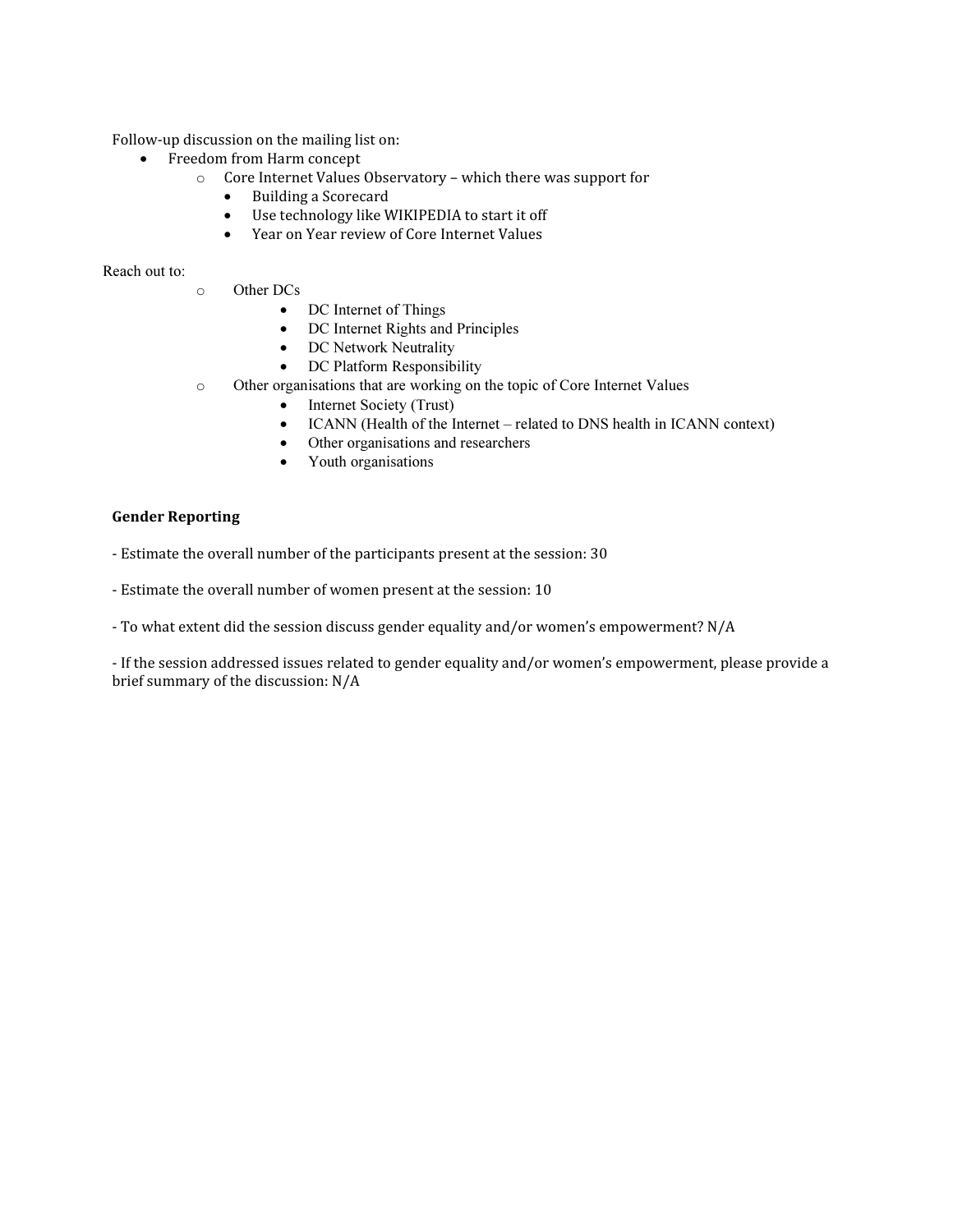Follow-up discussion on the mailing list on:

- Freedom from Harm concept
    - Core Internet Values Observatory – which there was support for
        - Building a Scorecard
        - Use technology like WIKIPEDIA to start it off
        - Year on Year review of Core Internet Values

Reach out to:

- Other DCs
    - DC Internet of Things
    - DC Internet Rights and Principles
    - DC Network Neutrality
    - DC Platform Responsibility
- Other organisations that are working on the topic of Core Internet Values
    - Internet Society (Trust)
    - ICANN (Health of the Internet – related to DNS health in ICANN context)
    - Other organisations and researchers
    - Youth organisations

**Gender Reporting**

- Estimate the overall number of the participants present at the session: 30

- Estimate the overall number of women present at the session: 10

- To what extent did the session discuss gender equality and/or women's empowerment? N/A

- If the session addressed issues related to gender equality and/or women's empowerment, please provide a brief summary of the discussion: N/A